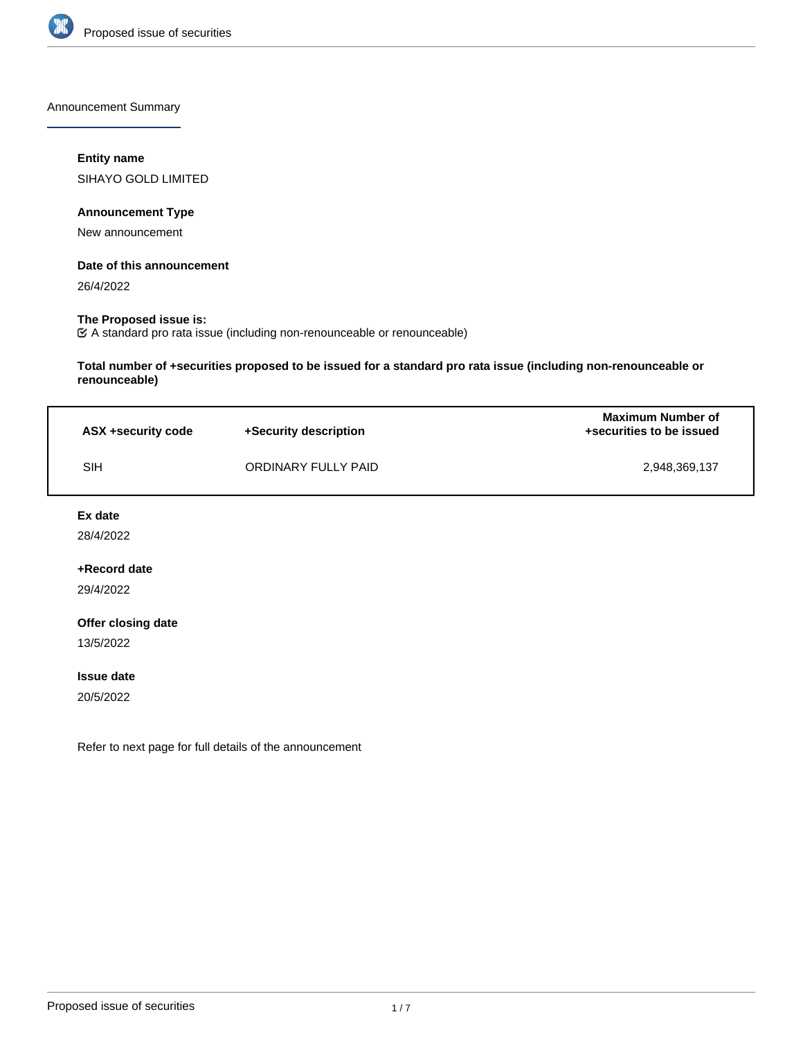Announcement Summary

**Entity name**

SIHAYO GOLD LIMITED

**Announcement Type**

New announcement

**Date of this announcement**

26/4/2022

**The Proposed issue is:**

☑ A standard pro rata issue (including non-renounceable or renounceable)

**Total number of +securities proposed to be issued for a standard pro rata issue (including non-renounceable or renounceable)**

| ASX +security code | +Security description | Maximum Number of +securities to be issued |
|---|---|---|
| SIH | ORDINARY FULLY PAID | 2,948,369,137 |

**Ex date**

28/4/2022

**+Record date**

29/4/2022

**Offer closing date**

13/5/2022

**Issue date**

20/5/2022

Refer to next page for full details of the announcement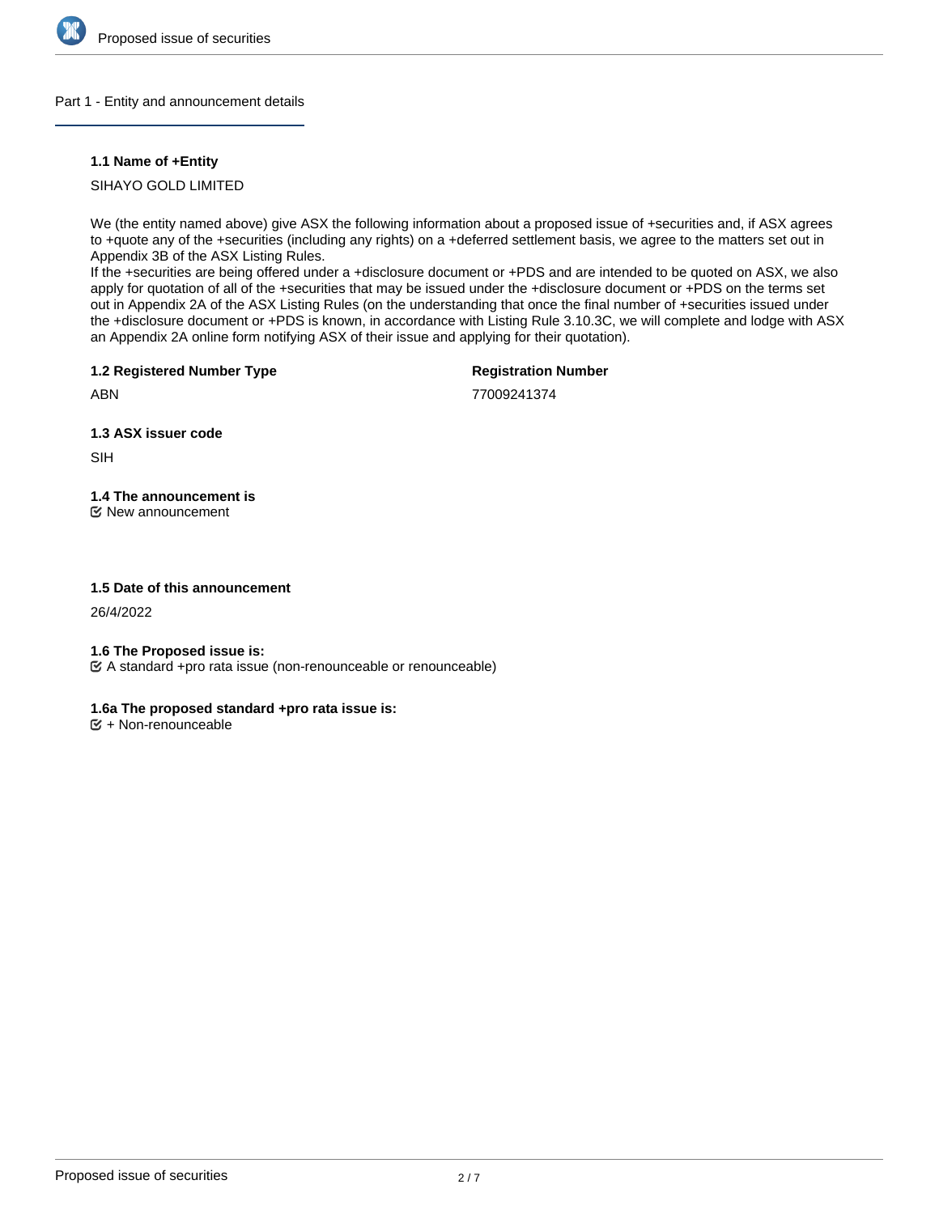## Part 1 - Entity and announcement details

### 1.1 Name of +Entity

SIHAYO GOLD LIMITED

We (the entity named above) give ASX the following information about a proposed issue of +securities and, if ASX agrees to +quote any of the +securities (including any rights) on a +deferred settlement basis, we agree to the matters set out in Appendix 3B of the ASX Listing Rules.
If the +securities are being offered under a +disclosure document or +PDS and are intended to be quoted on ASX, we also apply for quotation of all of the +securities that may be issued under the +disclosure document or +PDS on the terms set out in Appendix 2A of the ASX Listing Rules (on the understanding that once the final number of +securities issued under the +disclosure document or +PDS is known, in accordance with Listing Rule 3.10.3C, we will complete and lodge with ASX an Appendix 2A online form notifying ASX of their issue and applying for their quotation).

**1.2 Registered Number Type**

ABN

**Registration Number**

77009241374

**1.3 ASX issuer code**

SIH

**1.4 The announcement is**

☑ New announcement

**1.5 Date of this announcement**

26/4/2022

**1.6 The Proposed issue is:**

☑ A standard +pro rata issue (non-renounceable or renounceable)

**1.6a The proposed standard +pro rata issue is:**

☑ + Non-renounceable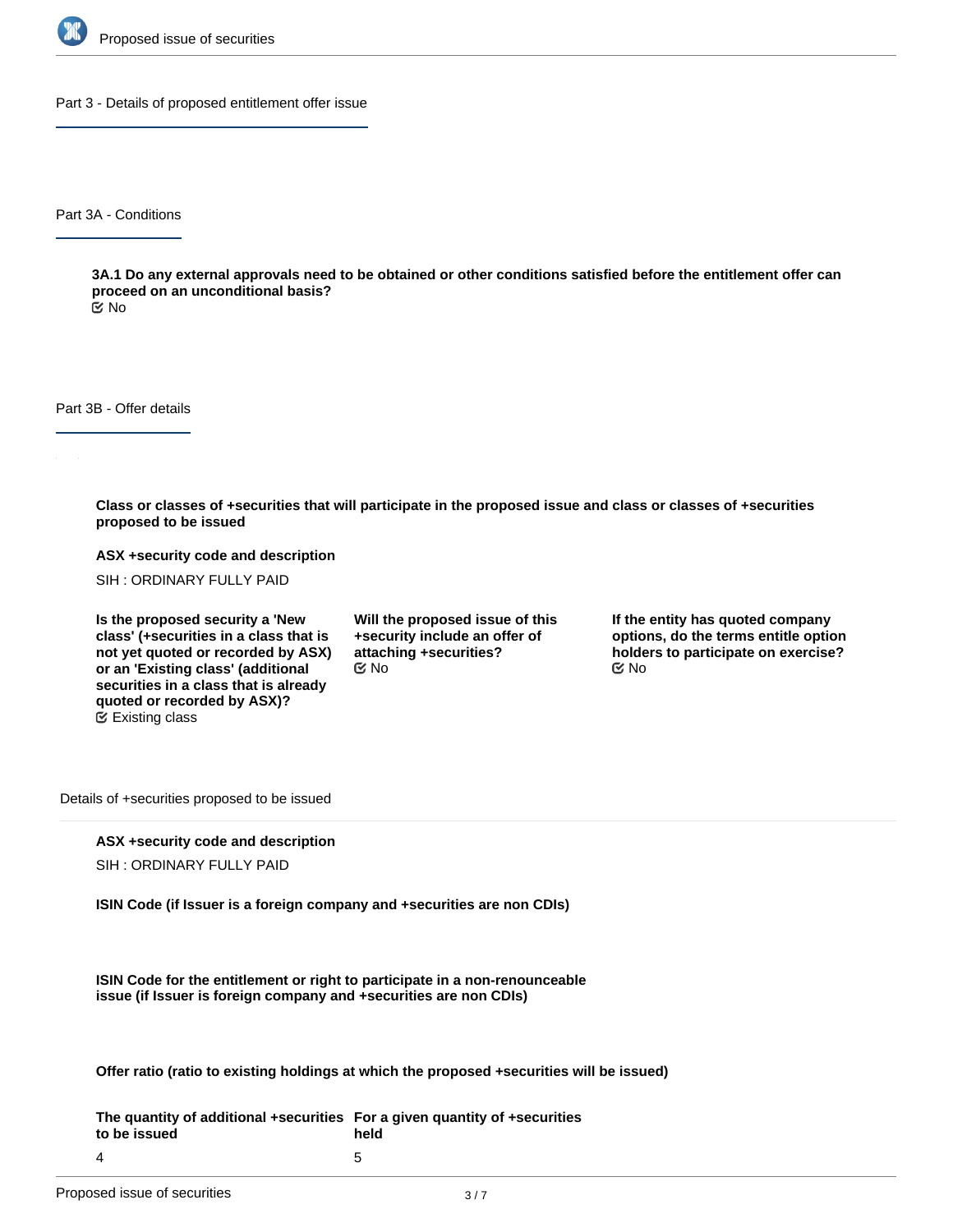## Part 3 - Details of proposed entitlement offer issue

### Part 3A - Conditions

**3A.1 Do any external approvals need to be obtained or other conditions satisfied before the entitlement offer can proceed on an unconditional basis?**

No

### Part 3B - Offer details

**Class or classes of +securities that will participate in the proposed issue and class or classes of +securities proposed to be issued**

**ASX +security code and description**

SIH : ORDINARY FULLY PAID

**Is the proposed security a 'New class' (+securities in a class that is not yet quoted or recorded by ASX) or an 'Existing class' (additional securities in a class that is already quoted or recorded by ASX)?**

Existing class

**Will the proposed issue of this +security include an offer of attaching +securities?**

No

**If the entity has quoted company options, do the terms entitle option holders to participate on exercise?**

No

#### Details of +securities proposed to be issued

**ASX +security code and description**

SIH : ORDINARY FULLY PAID

**ISIN Code (if Issuer is a foreign company and +securities are non CDIs)**

**ISIN Code for the entitlement or right to participate in a non-renounceable issue (if Issuer is foreign company and +securities are non CDIs)**

**Offer ratio (ratio to existing holdings at which the proposed +securities will be issued)**

| The quantity of additional +securities to be issued | For a given quantity of +securities held |
|---|---|
| 4 | 5 |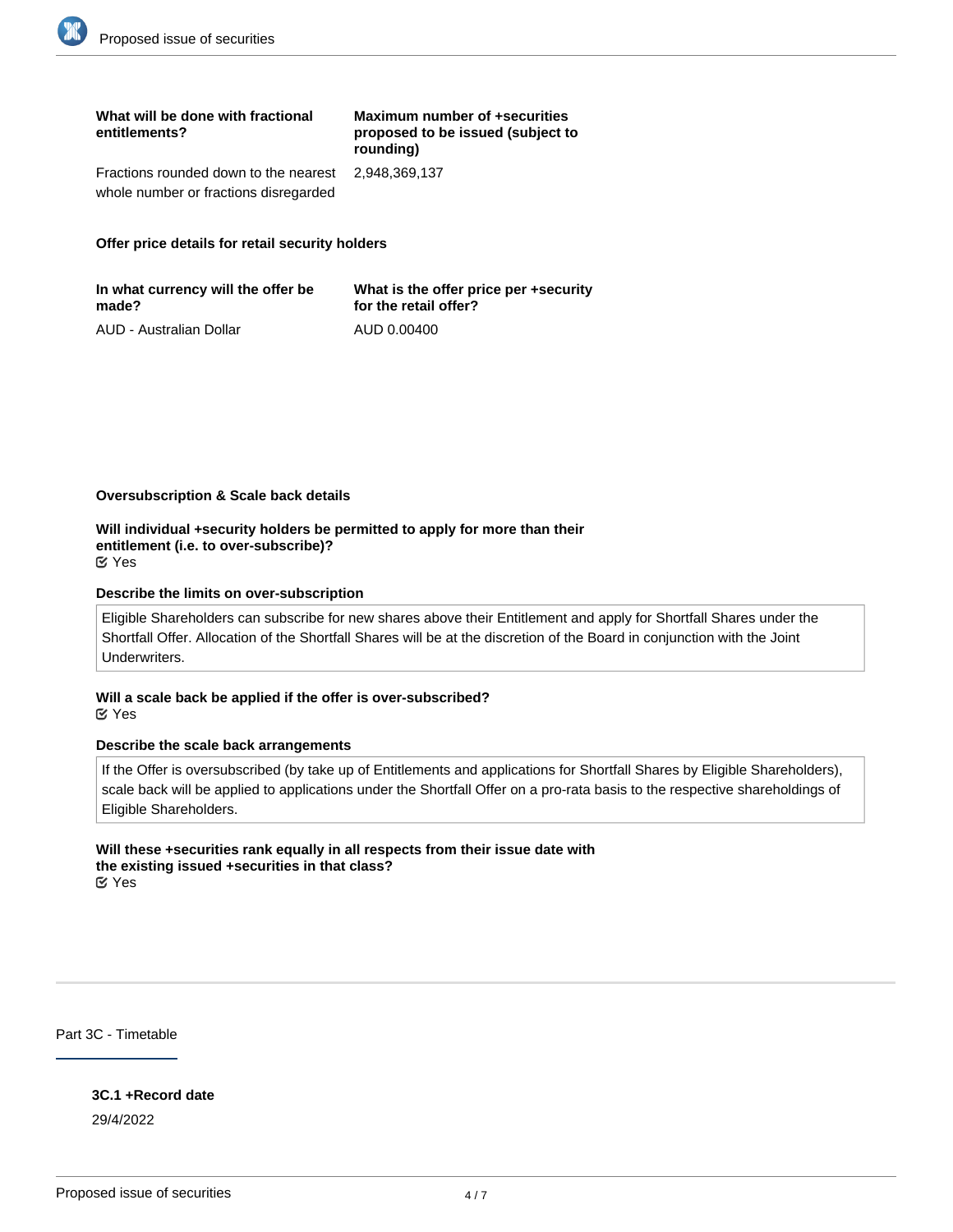| What will be done with fractional entitlements? | Maximum number of +securities proposed to be issued (subject to rounding) |
| --- | --- |
| Fractions rounded down to the nearest whole number or fractions disregarded | 2,948,369,137 |

**Offer price details for retail security holders**

| In what currency will the offer be made? | What is the offer price per +security for the retail offer? |
| --- | --- |
| AUD - Australian Dollar | AUD 0.00400 |

**Oversubscription & Scale back details**

**Will individual +security holders be permitted to apply for more than their entitlement (i.e. to over-subscribe)?**
☑ Yes

**Describe the limits on over-subscription**

Eligible Shareholders can subscribe for new shares above their Entitlement and apply for Shortfall Shares under the Shortfall Offer. Allocation of the Shortfall Shares will be at the discretion of the Board in conjunction with the Joint Underwriters.

**Will a scale back be applied if the offer is over-subscribed?**
☑ Yes

**Describe the scale back arrangements**

If the Offer is oversubscribed (by take up of Entitlements and applications for Shortfall Shares by Eligible Shareholders), scale back will be applied to applications under the Shortfall Offer on a pro-rata basis to the respective shareholdings of Eligible Shareholders.

**Will these +securities rank equally in all respects from their issue date with the existing issued +securities in that class?**
☑ Yes

## Part 3C - Timetable

**3C.1 +Record date**

29/4/2022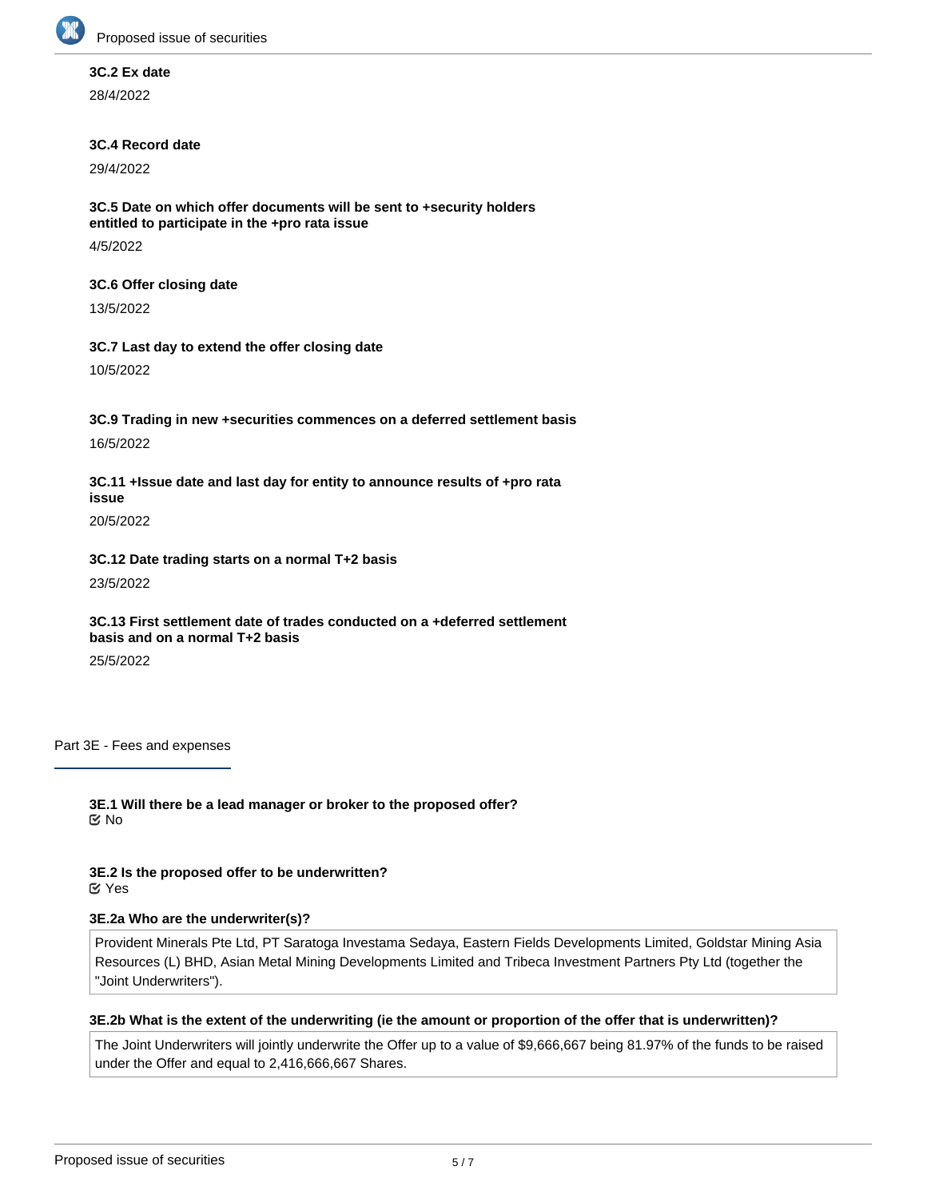**3C.2 Ex date**

28/4/2022

**3C.4 Record date**

29/4/2022

**3C.5 Date on which offer documents will be sent to +security holders entitled to participate in the +pro rata issue**

4/5/2022

**3C.6 Offer closing date**

13/5/2022

**3C.7 Last day to extend the offer closing date**

10/5/2022

**3C.9 Trading in new +securities commences on a deferred settlement basis**

16/5/2022

**3C.11 +Issue date and last day for entity to announce results of +pro rata issue**

20/5/2022

**3C.12 Date trading starts on a normal T+2 basis**

23/5/2022

**3C.13 First settlement date of trades conducted on a +deferred settlement basis and on a normal T+2 basis**

25/5/2022

## Part 3E - Fees and expenses

**3E.1 Will there be a lead manager or broker to the proposed offer?**

☑ No

**3E.2 Is the proposed offer to be underwritten?**

☑ Yes

**3E.2a Who are the underwriter(s)?**

Provident Minerals Pte Ltd, PT Saratoga Investama Sedaya, Eastern Fields Developments Limited, Goldstar Mining Asia Resources (L) BHD, Asian Metal Mining Developments Limited and Tribeca Investment Partners Pty Ltd (together the "Joint Underwriters").

**3E.2b What is the extent of the underwriting (ie the amount or proportion of the offer that is underwritten)?**

The Joint Underwriters will jointly underwrite the Offer up to a value of $9,666,667 being 81.97% of the funds to be raised under the Offer and equal to 2,416,666,667 Shares.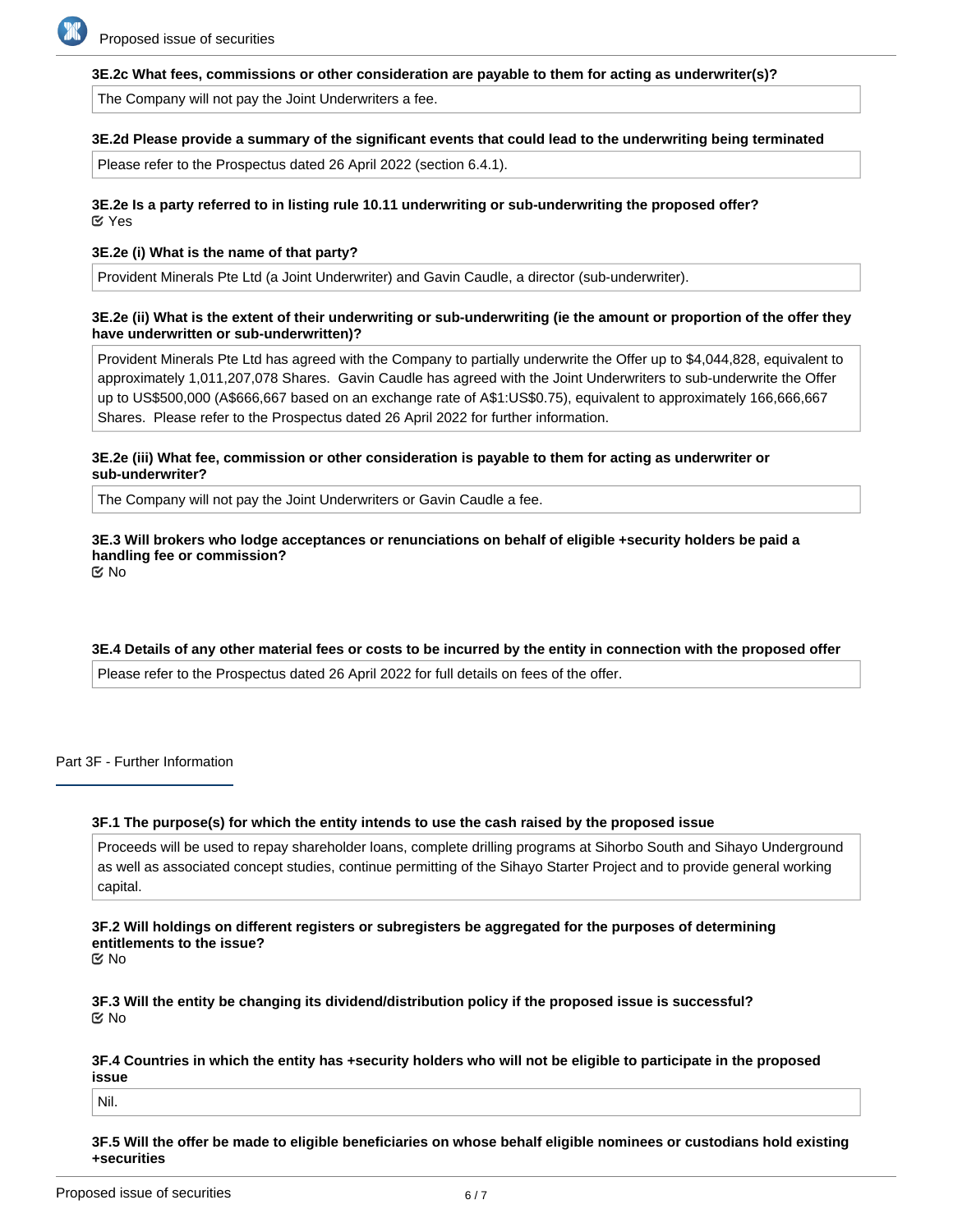**3E.2c What fees, commissions or other consideration are payable to them for acting as underwriter(s)?**

The Company will not pay the Joint Underwriters a fee.

**3E.2d Please provide a summary of the significant events that could lead to the underwriting being terminated**

Please refer to the Prospectus dated 26 April 2022 (section 6.4.1).

**3E.2e Is a party referred to in listing rule 10.11 underwriting or sub-underwriting the proposed offer?**

☑ Yes

**3E.2e (i) What is the name of that party?**

Provident Minerals Pte Ltd (a Joint Underwriter) and Gavin Caudle, a director (sub-underwriter).

**3E.2e (ii) What is the extent of their underwriting or sub-underwriting (ie the amount or proportion of the offer they have underwritten or sub-underwritten)?**

Provident Minerals Pte Ltd has agreed with the Company to partially underwrite the Offer up to $4,044,828, equivalent to approximately 1,011,207,078 Shares. Gavin Caudle has agreed with the Joint Underwriters to sub-underwrite the Offer up to US$500,000 (A$666,667 based on an exchange rate of A$1:US$0.75), equivalent to approximately 166,666,667 Shares. Please refer to the Prospectus dated 26 April 2022 for further information.

**3E.2e (iii) What fee, commission or other consideration is payable to them for acting as underwriter or sub-underwriter?**

The Company will not pay the Joint Underwriters or Gavin Caudle a fee.

**3E.3 Will brokers who lodge acceptances or renunciations on behalf of eligible +security holders be paid a handling fee or commission?**

☑ No

**3E.4 Details of any other material fees or costs to be incurred by the entity in connection with the proposed offer**

Please refer to the Prospectus dated 26 April 2022 for full details on fees of the offer.

## Part 3F - Further Information

**3F.1 The purpose(s) for which the entity intends to use the cash raised by the proposed issue**

Proceeds will be used to repay shareholder loans, complete drilling programs at Sihorbo South and Sihayo Underground as well as associated concept studies, continue permitting of the Sihayo Starter Project and to provide general working capital.

**3F.2 Will holdings on different registers or subregisters be aggregated for the purposes of determining entitlements to the issue?**

☑ No

**3F.3 Will the entity be changing its dividend/distribution policy if the proposed issue is successful?**

☑ No

**3F.4 Countries in which the entity has +security holders who will not be eligible to participate in the proposed issue**

Nil.

**3F.5 Will the offer be made to eligible beneficiaries on whose behalf eligible nominees or custodians hold existing +securities**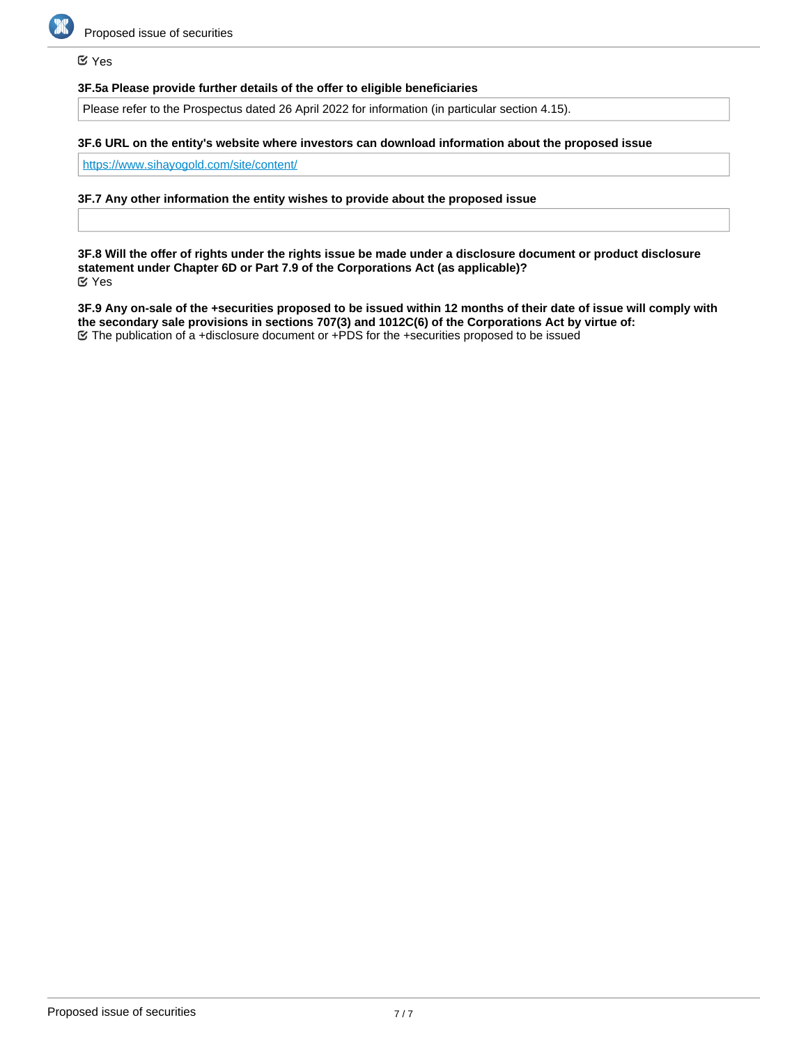☑ Yes

**3F.5a Please provide further details of the offer to eligible beneficiaries**

Please refer to the Prospectus dated 26 April 2022 for information (in particular section 4.15).

**3F.6 URL on the entity's website where investors can download information about the proposed issue**

https://www.sihayogold.com/site/content/

**3F.7 Any other information the entity wishes to provide about the proposed issue**

**3F.8 Will the offer of rights under the rights issue be made under a disclosure document or product disclosure statement under Chapter 6D or Part 7.9 of the Corporations Act (as applicable)?**

☑ Yes

**3F.9 Any on-sale of the +securities proposed to be issued within 12 months of their date of issue will comply with the secondary sale provisions in sections 707(3) and 1012C(6) of the Corporations Act by virtue of:**

☑ The publication of a +disclosure document or +PDS for the +securities proposed to be issued